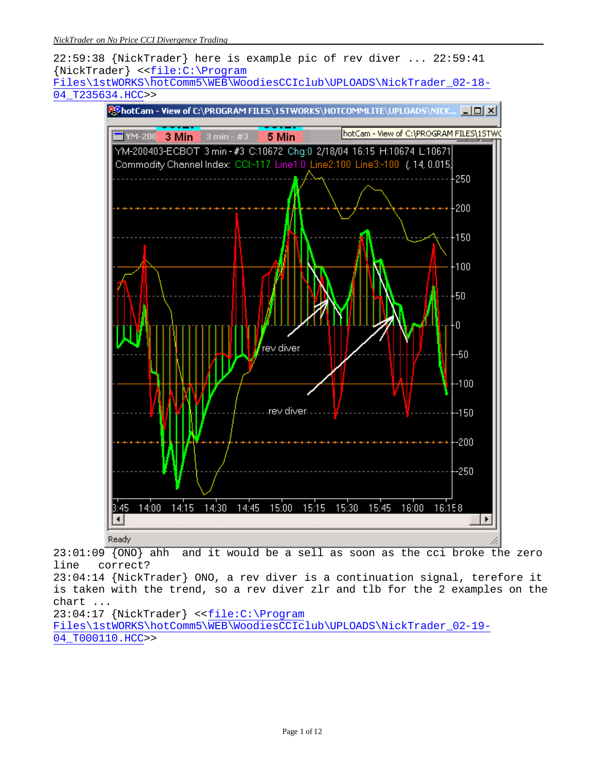22:59:38 {NickTrader} here is example pic of rev diver ... 22:59:41 {NickTrader} <<file:C:\Program Files\1stWORKS\hotComm5\WEB\WoodiesCCIclub\UPLOADS\NickTrader_02-18-04_T235634.HCC>>

23:01:09 {ONO} ahh  and it would be a sell as soon as the cci broke the zero line  correct?
23:04:14 {NickTrader} ONO, a rev diver is a continuation signal, terefore it is taken with the trend, so a rev diver zlr and tlb for the 2 examples on the chart ...
23:04:17 {NickTrader} <<file:C:\Program Files\1stWORKS\hotComm5\WEB\WoodiesCCIclub\UPLOADS\NickTrader_02-19-04_T000110.HCC>>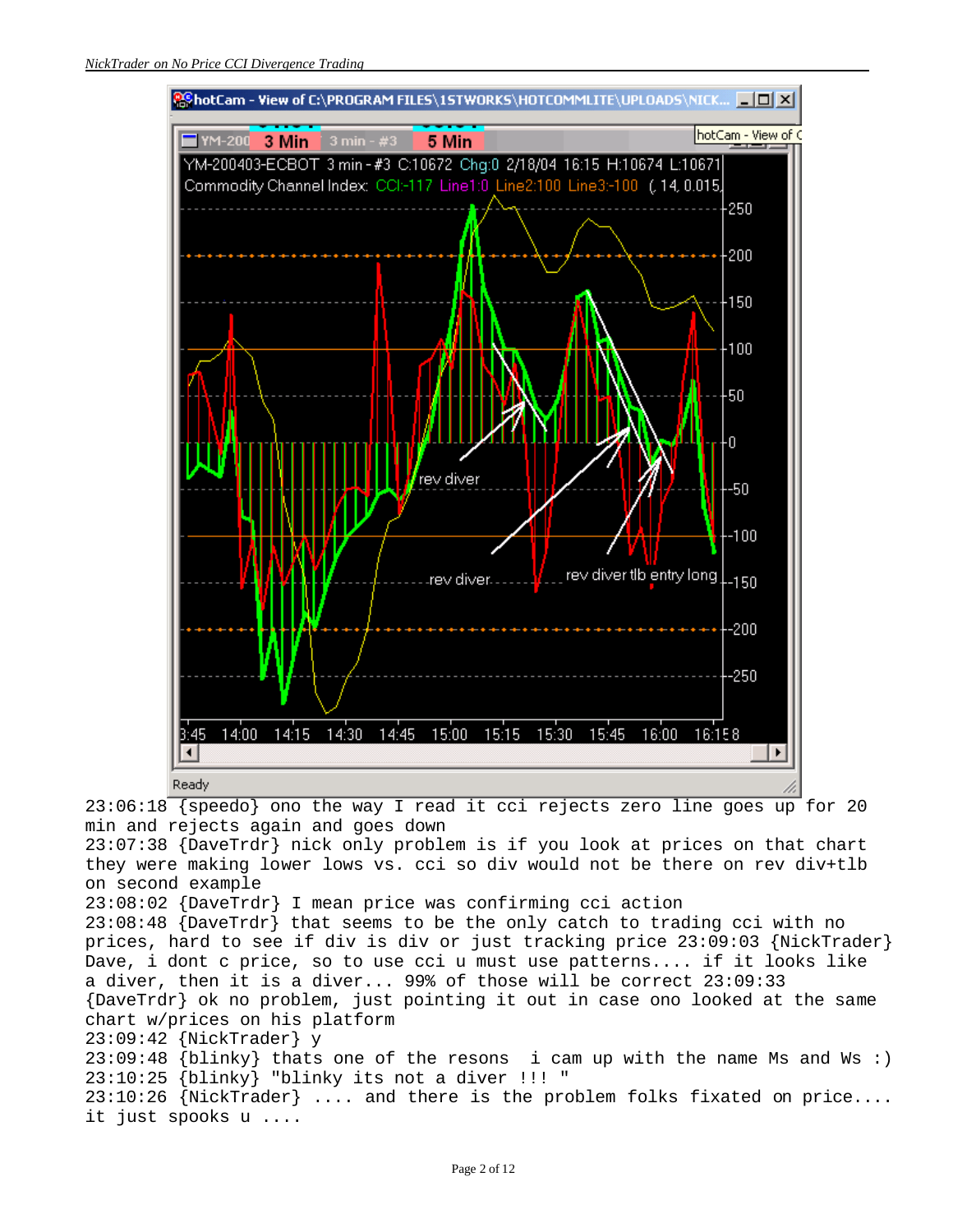```
23:06:18 {speedo} ono the way I read it cci rejects zero line goes up for 20
min and rejects again and goes down
23:07:38 {DaveTrdr} nick only problem is if you look at prices on that chart
they were making lower lows vs. cci so div would not be there on rev div+tlb
on second example
23:08:02 {DaveTrdr} I mean price was confirming cci action
23:08:48 {DaveTrdr} that seems to be the only catch to trading cci with no
prices, hard to see if div is div or just tracking price 23:09:03 {NickTrader}
Dave, i dont c price, so to use cci u must use patterns.... if it looks like
a diver, then it is a diver... 99% of those will be correct 23:09:33
{DaveTrdr} ok no problem, just pointing it out in case ono looked at the same
chart w/prices on his platform
23:09:42 {NickTrader} y
23:09:48 {blinky} thats one of the resons  i cam up with the name Ms and Ws :)
23:10:25 {blinky} "blinky its not a diver !!! "
23:10:26 {NickTrader} .... and there is the problem folks fixated on price....
it just spooks u ....
```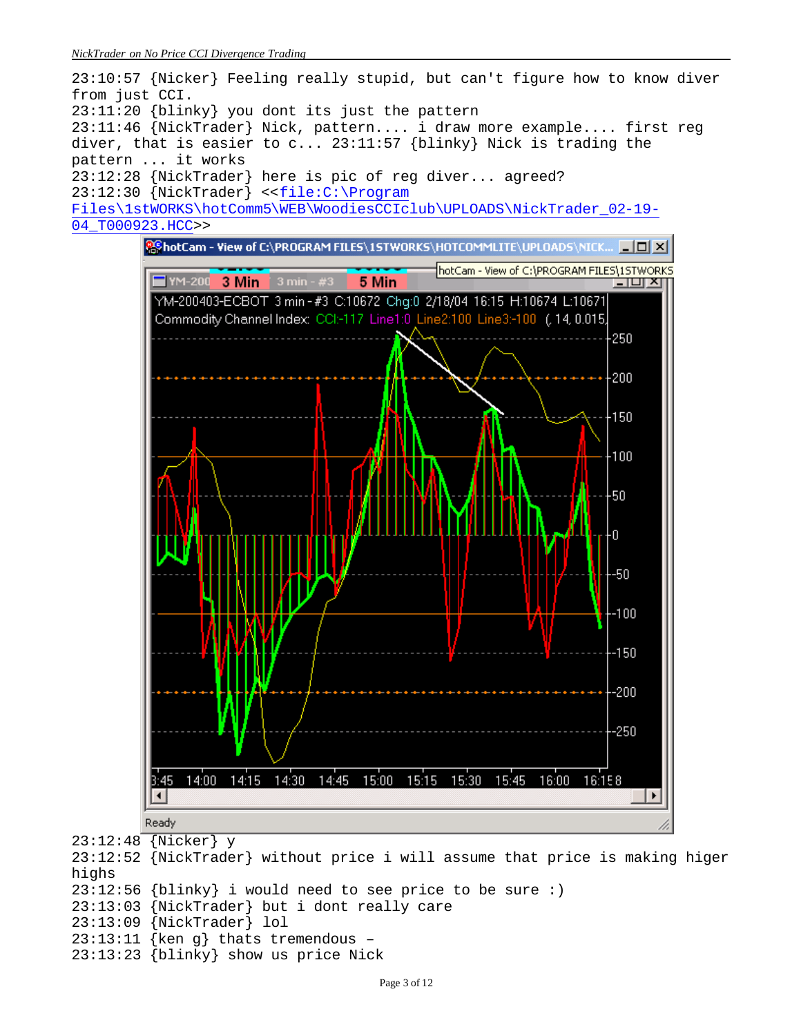23:10:57 {Nicker} Feeling really stupid, but can't figure how to know diver from just CCI.
23:11:20 {blinky} you dont its just the pattern
23:11:46 {NickTrader} Nick, pattern.... i draw more example.... first reg diver, that is easier to c... 23:11:57 {blinky} Nick is trading the pattern ... it works
23:12:28 {NickTrader} here is pic of reg diver... agreed?
23:12:30 {NickTrader} <<file:C:\Program Files\1stWORKS\hotComm5\WEB\WoodiesCCIclub\UPLOADS\NickTrader_02-19-04_T000923.HCC>>

23:12:48 {Nicker} y
23:12:52 {NickTrader} without price i will assume that price is making higer highs
23:12:56 {blinky} i would need to see price to be sure :)
23:13:03 {NickTrader} but i dont really care
23:13:09 {NickTrader} lol
23:13:11 {ken g} thats tremendous –
23:13:23 {blinky} show us price Nick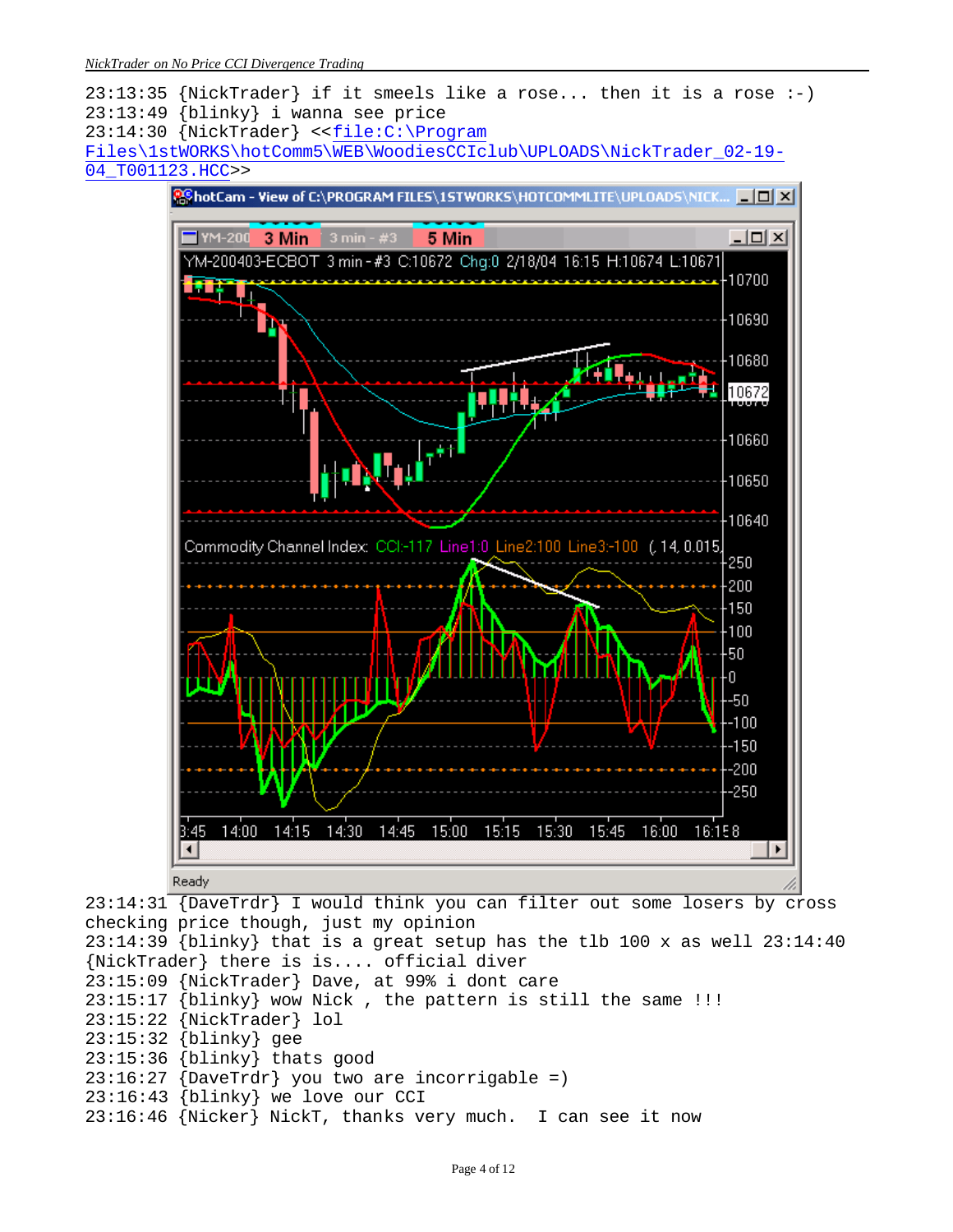23:13:35 {NickTrader} if it smeels like a rose... then it is a rose :-)
23:13:49 {blinky} i wanna see price
23:14:30 {NickTrader} <<file:C:\Program Files\1stWORKS\hotComm5\WEB\WoodiesCCIclub\UPLOADS\NickTrader_02-19-04_T001123.HCC>>

23:14:31 {DaveTrdr} I would think you can filter out some losers by cross checking price though, just my opinion
23:14:39 {blinky} that is a great setup has the tlb 100 x as well 23:14:40 {NickTrader} there is is.... official diver
23:15:09 {NickTrader} Dave, at 99% i dont care
23:15:17 {blinky} wow Nick , the pattern is still the same !!!
23:15:22 {NickTrader} lol
23:15:32 {blinky} gee
23:15:36 {blinky} thats good
23:16:27 {DaveTrdr} you two are incorrigable =)
23:16:43 {blinky} we love our CCI
23:16:46 {Nicker} NickT, thanks very much.  I can see it now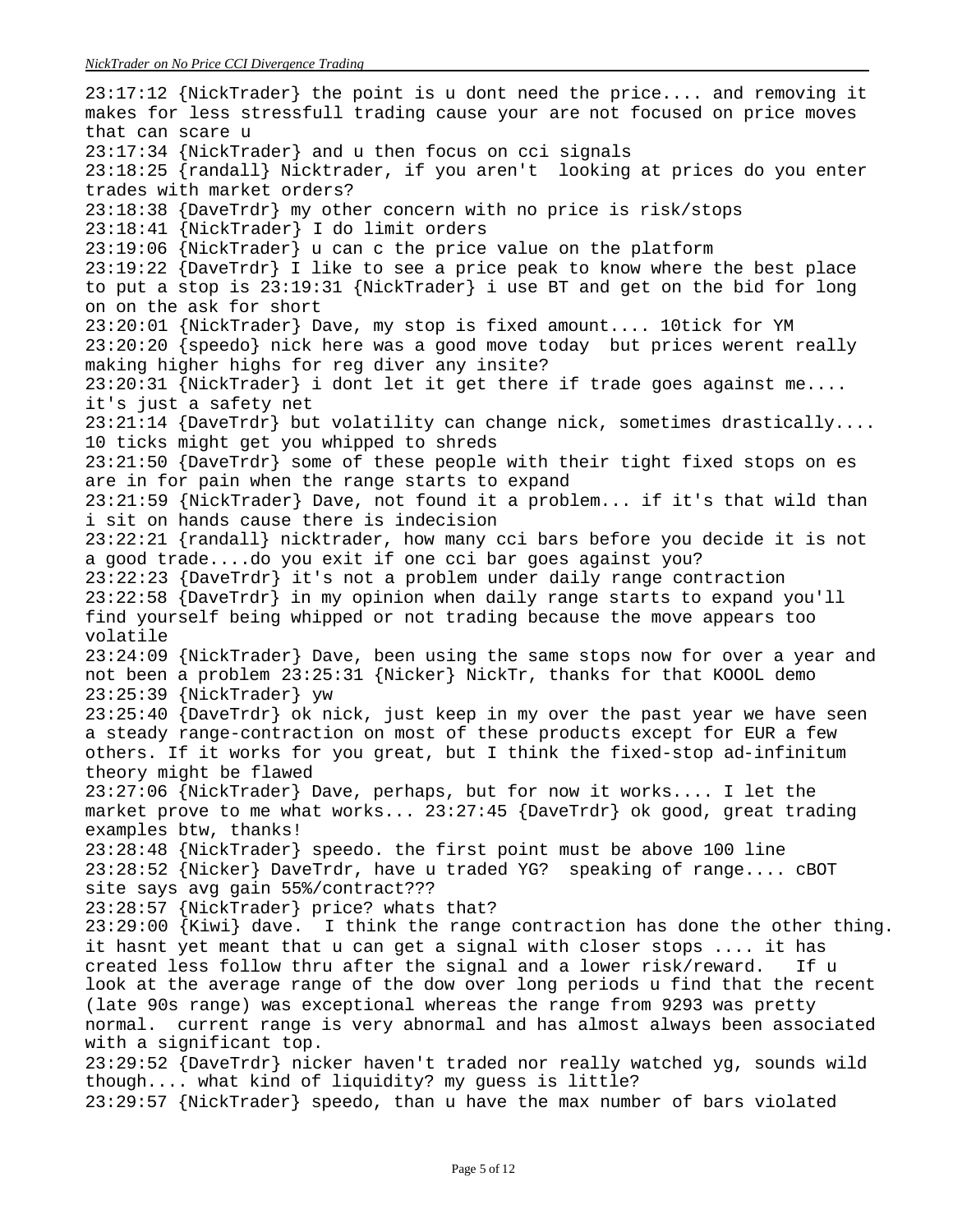23:17:12 {NickTrader} the point is u dont need the price.... and removing it makes for less stressfull trading cause your are not focused on price moves that can scare u
23:17:34 {NickTrader} and u then focus on cci signals
23:18:25 {randall} Nicktrader, if you aren't looking at prices do you enter trades with market orders?
23:18:38 {DaveTrdr} my other concern with no price is risk/stops
23:18:41 {NickTrader} I do limit orders
23:19:06 {NickTrader} u can c the price value on the platform
23:19:22 {DaveTrdr} I like to see a price peak to know where the best place to put a stop is 23:19:31 {NickTrader} i use BT and get on the bid for long on on the ask for short
23:20:01 {NickTrader} Dave, my stop is fixed amount.... 10tick for YM
23:20:20 {speedo} nick here was a good move today but prices werent really making higher highs for reg diver any insite?
23:20:31 {NickTrader} i dont let it get there if trade goes against me.... it's just a safety net
23:21:14 {DaveTrdr} but volatility can change nick, sometimes drastically.... 10 ticks might get you whipped to shreds
23:21:50 {DaveTrdr} some of these people with their tight fixed stops on es are in for pain when the range starts to expand
23:21:59 {NickTrader} Dave, not found it a problem... if it's that wild than i sit on hands cause there is indecision
23:22:21 {randall} nicktrader, how many cci bars before you decide it is not a good trade....do you exit if one cci bar goes against you?
23:22:23 {DaveTrdr} it's not a problem under daily range contraction
23:22:58 {DaveTrdr} in my opinion when daily range starts to expand you'll find yourself being whipped or not trading because the move appears too volatile
23:24:09 {NickTrader} Dave, been using the same stops now for over a year and not been a problem 23:25:31 {Nicker} NickTr, thanks for that KOOOL demo
23:25:39 {NickTrader} yw
23:25:40 {DaveTrdr} ok nick, just keep in my over the past year we have seen a steady range-contraction on most of these products except for EUR a few others. If it works for you great, but I think the fixed-stop ad-infinitum theory might be flawed
23:27:06 {NickTrader} Dave, perhaps, but for now it works.... I let the market prove to me what works... 23:27:45 {DaveTrdr} ok good, great trading examples btw, thanks!
23:28:48 {NickTrader} speedo. the first point must be above 100 line
23:28:52 {Nicker} DaveTrdr, have u traded YG? speaking of range.... cBOT site says avg gain 55%/contract???
23:28:57 {NickTrader} price? whats that?
23:29:00 {Kiwi} dave. I think the range contraction has done the other thing. it hasnt yet meant that u can get a signal with closer stops .... it has created less follow thru after the signal and a lower risk/reward. If u look at the average range of the dow over long periods u find that the recent (late 90s range) was exceptional whereas the range from 9293 was pretty normal. current range is very abnormal and has almost always been associated with a significant top.
23:29:52 {DaveTrdr} nicker haven't traded nor really watched yg, sounds wild though.... what kind of liquidity? my guess is little?
23:29:57 {NickTrader} speedo, than u have the max number of bars violated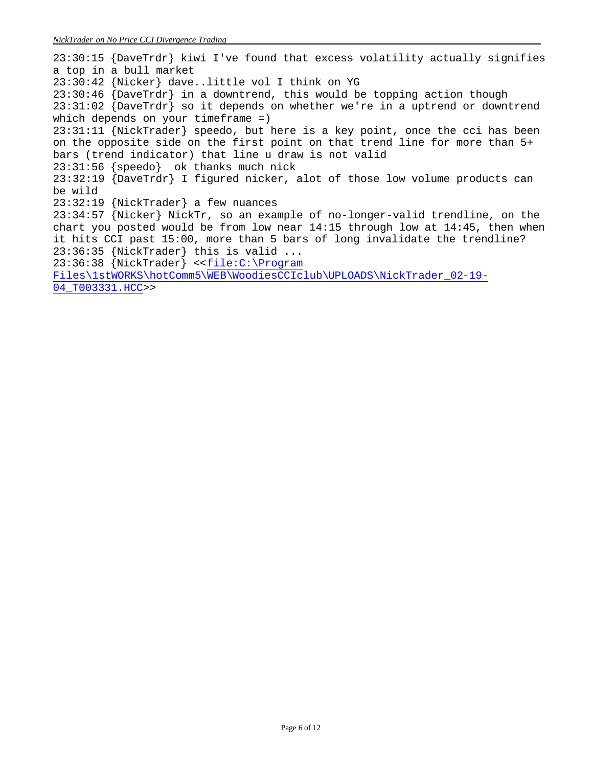23:30:15 {DaveTrdr} kiwi I've found that excess volatility actually signifies a top in a bull market
23:30:42 {Nicker} dave..little vol I think on YG
23:30:46 {DaveTrdr} in a downtrend, this would be topping action though
23:31:02 {DaveTrdr} so it depends on whether we're in a uptrend or downtrend which depends on your timeframe =)
23:31:11 {NickTrader} speedo, but here is a key point, once the cci has been on the opposite side on the first point on that trend line for more than 5+ bars (trend indicator) that line u draw is not valid
23:31:56 {speedo} ok thanks much nick
23:32:19 {DaveTrdr} I figured nicker, alot of those low volume products can be wild
23:32:19 {NickTrader} a few nuances
23:34:57 {Nicker} NickTr, so an example of no-longer-valid trendline, on the chart you posted would be from low near 14:15 through low at 14:45, then when it hits CCI past 15:00, more than 5 bars of long invalidate the trendline?
23:36:35 {NickTrader} this is valid ...
23:36:38 {NickTrader} <<file:C:\Program Files\1stWORKS\hotComm5\WEB\WoodiesCCIclub\UPLOADS\NickTrader_02-19-04_T003331.HCC>>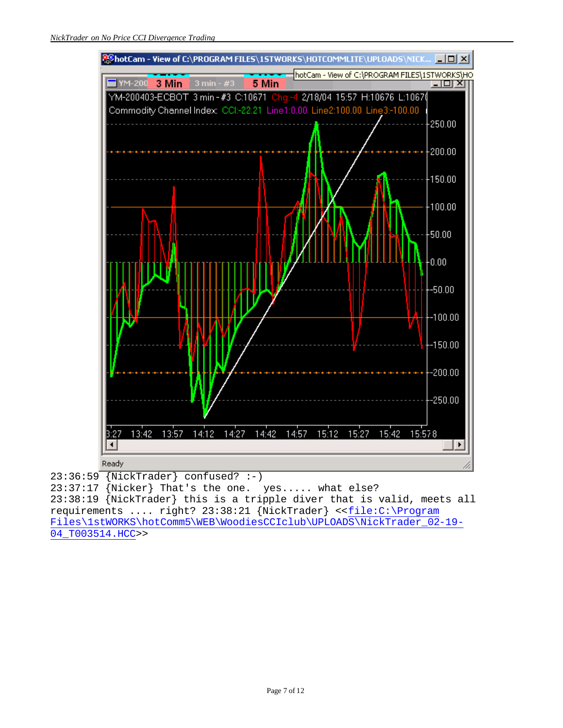23:36:59 {NickTrader} confused? :-)
23:37:17 {Nicker} That's the one. yes..... what else?
23:38:19 {NickTrader} this is a tripple diver that is valid, meets all requirements .... right? 23:38:21 {NickTrader} <<file:C:\Program Files\1stWORKS\hotComm5\WEB\WoodiesCCIclub\UPLOADS\NickTrader_02-19-04_T003514.HCC>>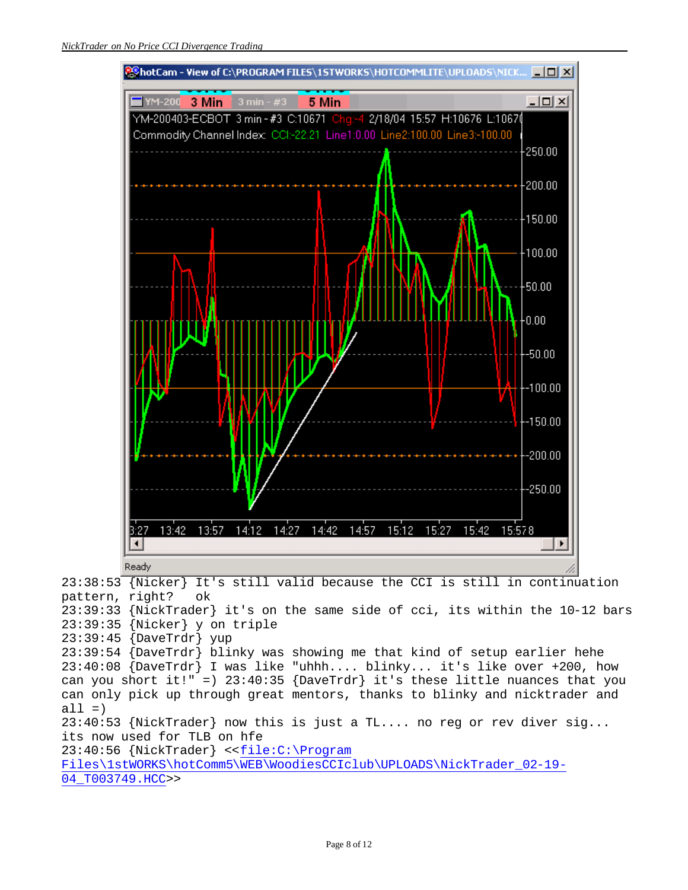23:38:53 {Nicker} It's still valid because the CCI is still in continuation pattern, right? ok
23:39:33 {NickTrader} it's on the same side of cci, its within the 10-12 bars
23:39:35 {Nicker} y on triple
23:39:45 {DaveTrdr} yup
23:39:54 {DaveTrdr} blinky was showing me that kind of setup earlier hehe
23:40:08 {DaveTrdr} I was like "uhhh.... blinky... it's like over +200, how can you short it!" =) 23:40:35 {DaveTrdr} it's these little nuances that you can only pick up through great mentors, thanks to blinky and nicktrader and all =)
23:40:53 {NickTrader} now this is just a TL.... no reg or rev diver sig... its now used for TLB on hfe
23:40:56 {NickTrader} <<file:C:\Program Files\1stWORKS\hotComm5\WEB\WoodiesCCIclub\UPLOADS\NickTrader_02-19-04_T003749.HCC>>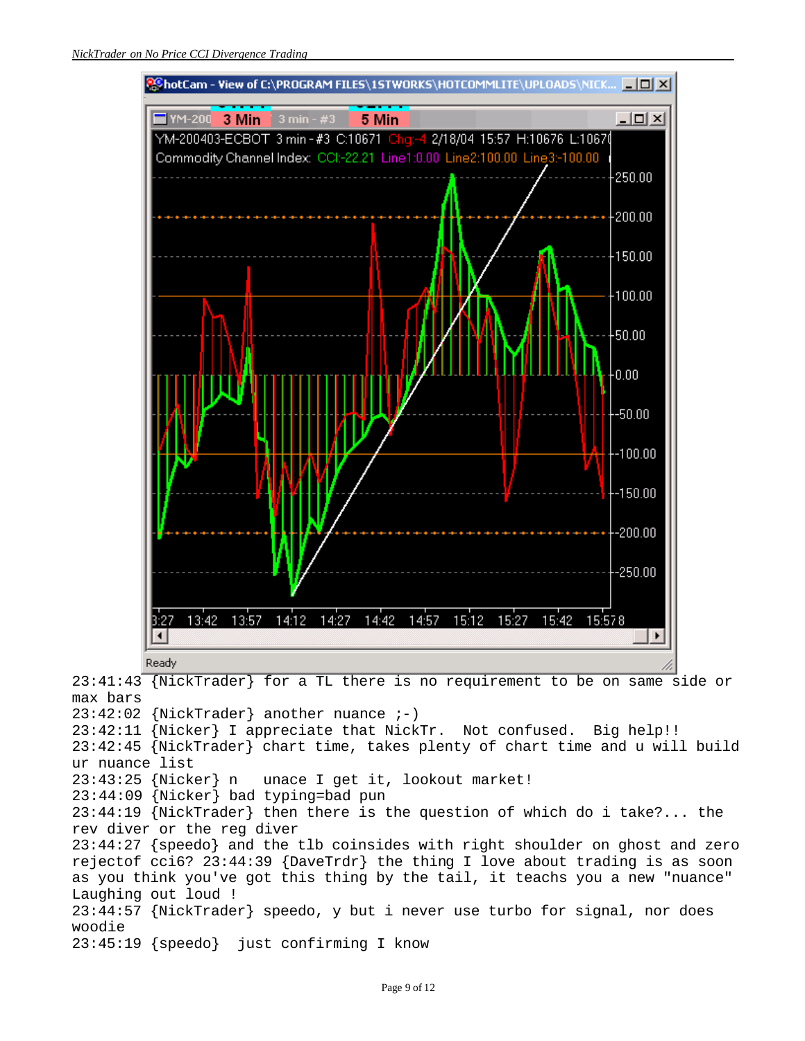23:41:43 {NickTrader} for a TL there is no requirement to be on same side or max bars
23:42:02 {NickTrader} another nuance ;-)
23:42:11 {Nicker} I appreciate that NickTr.  Not confused.  Big help!!
23:42:45 {NickTrader} chart time, takes plenty of chart time and u will build ur nuance list
23:43:25 {Nicker} n   unace I get it, lookout market!
23:44:09 {Nicker} bad typing=bad pun
23:44:19 {NickTrader} then there is the question of which do i take?... the rev diver or the reg diver
23:44:27 {speedo} and the tlb coinsides with right shoulder on ghost and zero rejectof cci6? 23:44:39 {DaveTrdr} the thing I love about trading is as soon as you think you've got this thing by the tail, it teaches you a new "nuance" Laughing out loud !
23:44:57 {NickTrader} speedo, y but i never use turbo for signal, nor does woodie
23:45:19 {speedo}  just confirming I know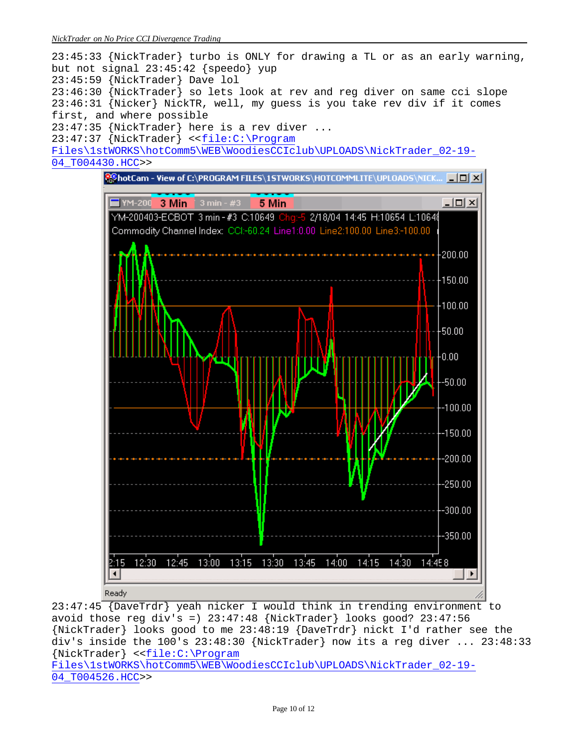23:45:33 {NickTrader} turbo is ONLY for drawing a TL or as an early warning, but not signal 23:45:42 {speedo} yup
23:45:59 {NickTrader} Dave lol
23:46:30 {NickTrader} so lets look at rev and reg diver on same cci slope
23:46:31 {Nicker} NickTR, well, my guess is you take rev div if it comes first, and where possible
23:47:35 {NickTrader} here is a rev diver ...
23:47:37 {NickTrader} <<file:C:\Program Files\1stWORKS\hotComm5\WEB\WoodiesCCIclub\UPLOADS\NickTrader_02-19-04_T004430.HCC>>

23:47:45 {DaveTrdr} yeah nicker I would think in trending environment to avoid those reg div's =) 23:47:48 {NickTrader} looks good? 23:47:56 {NickTrader} looks good to me 23:48:19 {DaveTrdr} nickt I'd rather see the div's inside the 100's 23:48:30 {NickTrader} now its a reg diver ... 23:48:33 {NickTrader} <<file:C:\Program Files\1stWORKS\hotComm5\WEB\WoodiesCCIclub\UPLOADS\NickTrader_02-19-04_T004526.HCC>>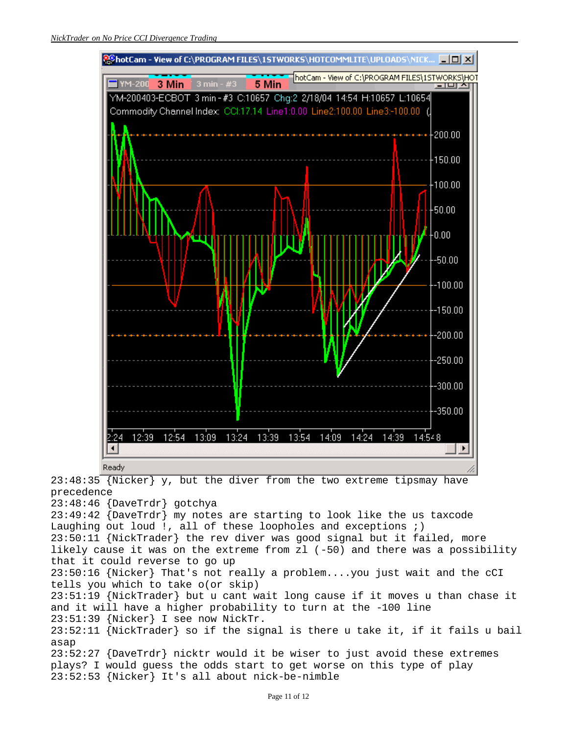23:48:35 {Nicker} y, but the diver from the two extreme tipsmay have precedence
23:48:46 {DaveTrdr} gotchya
23:49:42 {DaveTrdr} my notes are starting to look like the us taxcode Laughing out loud !, all of these loopholes and exceptions ;)
23:50:11 {NickTrader} the rev diver was good signal but it failed, more likely cause it was on the extreme from zl (-50) and there was a possibility that it could reverse to go up
23:50:16 {Nicker} That's not really a problem....you just wait and the cCI tells you which to take o(or skip)
23:51:19 {NickTrader} but u cant wait long cause if it moves u than chase it and it will have a higher probability to turn at the -100 line
23:51:39 {Nicker} I see now NickTr.
23:52:11 {NickTrader} so if the signal is there u take it, if it fails u bail asap
23:52:27 {DaveTrdr} nicktr would it be wiser to just avoid these extremes plays? I would guess the odds start to get worse on this type of play
23:52:53 {Nicker} It's all about nick-be-nimble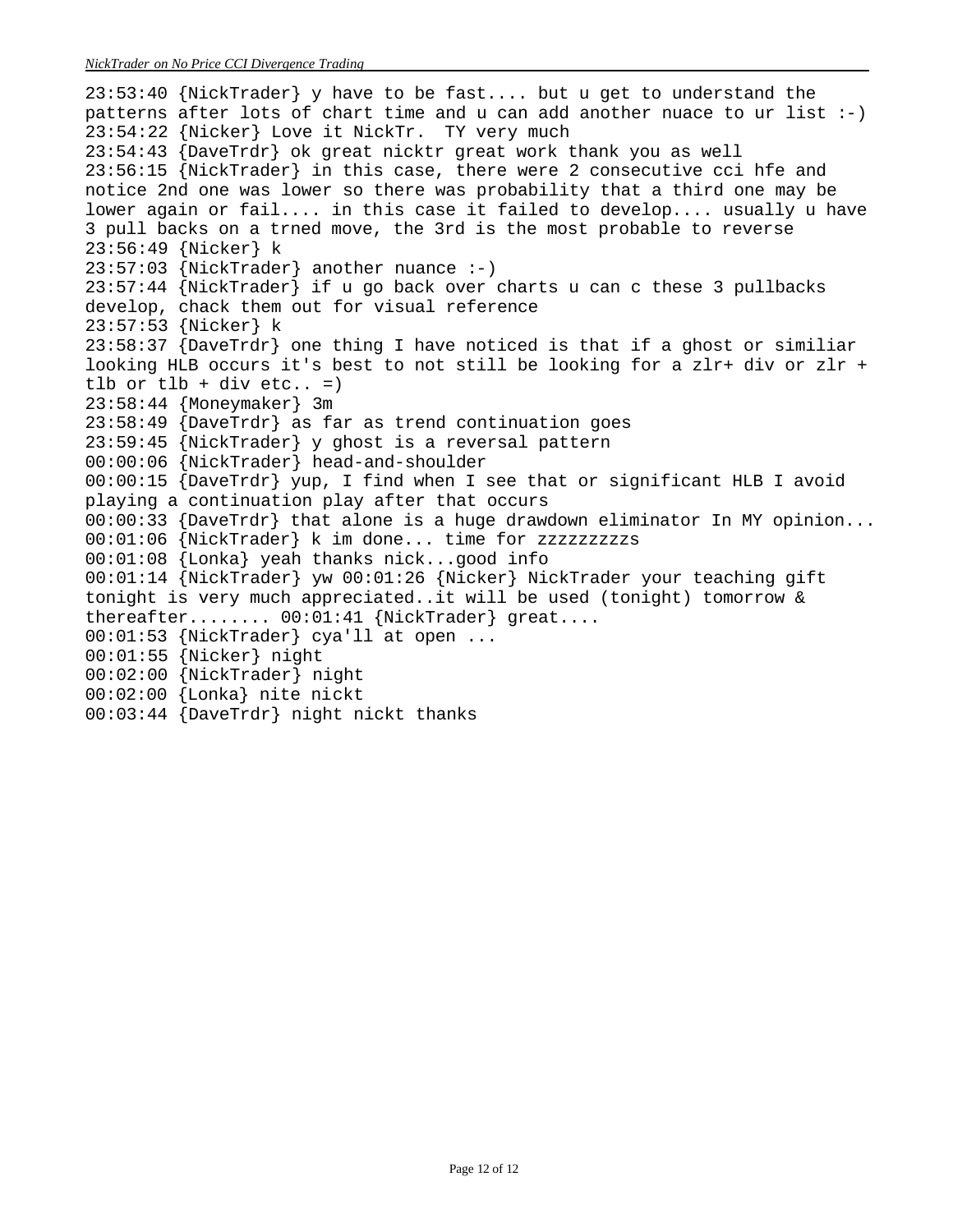23:53:40 {NickTrader} y have to be fast.... but u get to understand the patterns after lots of chart time and u can add another nuace to ur list :-)
23:54:22 {Nicker} Love it NickTr.  TY very much
23:54:43 {DaveTrdr} ok great nicktr great work thank you as well
23:56:15 {NickTrader} in this case, there were 2 consecutive cci hfe and notice 2nd one was lower so there was probability that a third one may be lower again or fail.... in this case it failed to develop.... usually u have 3 pull backs on a trned move, the 3rd is the most probable to reverse
23:56:49 {Nicker} k
23:57:03 {NickTrader} another nuance :-)
23:57:44 {NickTrader} if u go back over charts u can c these 3 pullbacks develop, chack them out for visual reference
23:57:53 {Nicker} k
23:58:37 {DaveTrdr} one thing I have noticed is that if a ghost or similiar looking HLB occurs it's best to not still be looking for a zlr+ div or zlr + tlb or tlb + div etc.. =)
23:58:44 {Moneymaker} 3m
23:58:49 {DaveTrdr} as far as trend continuation goes
23:59:45 {NickTrader} y ghost is a reversal pattern
00:00:06 {NickTrader} head-and-shoulder
00:00:15 {DaveTrdr} yup, I find when I see that or significant HLB I avoid playing a continuation play after that occurs
00:00:33 {DaveTrdr} that alone is a huge drawdown eliminator In MY opinion...
00:01:06 {NickTrader} k im done... time for zzzzzzzzzs
00:01:08 {Lonka} yeah thanks nick...good info
00:01:14 {NickTrader} yw 00:01:26 {Nicker} NickTrader your teaching gift tonight is very much appreciated..it will be used (tonight) tomorrow & thereafter........ 00:01:41 {NickTrader} great....
00:01:53 {NickTrader} cya'll at open ...
00:01:55 {Nicker} night
00:02:00 {NickTrader} night
00:02:00 {Lonka} nite nickt
00:03:44 {DaveTrdr} night nickt thanks